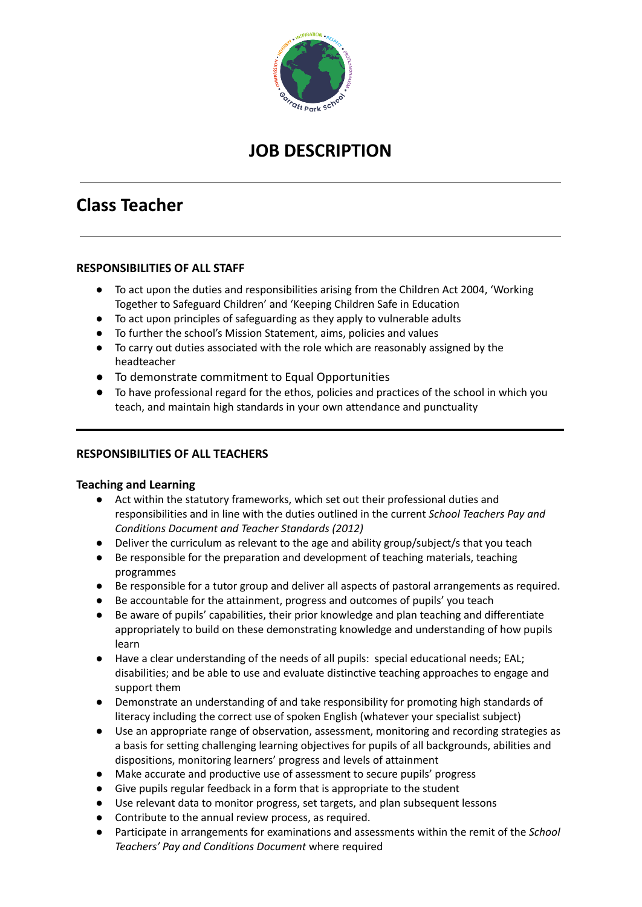# JOB DESCRIPTION

---

## Class Teacher

---

**RESPONSIBILITIES OF ALL STAFF**

- To act upon the duties and responsibilities arising from the Children Act 2004, 'Working Together to Safeguard Children' and 'Keeping Children Safe in Education
- To act upon principles of safeguarding as they apply to vulnerable adults
- To further the school's Mission Statement, aims, policies and values
- To carry out duties associated with the role which are reasonably assigned by the headteacher
- To demonstrate commitment to Equal Opportunities
- To have professional regard for the ethos, policies and practices of the school in which you teach, and maintain high standards in your own attendance and punctuality

---

**RESPONSIBILITIES OF ALL TEACHERS**

**Teaching and Learning**

- Act within the statutory frameworks, which set out their professional duties and responsibilities and in line with the duties outlined in the current *School Teachers Pay and Conditions Document and Teacher Standards (2012)*
- Deliver the curriculum as relevant to the age and ability group/subject/s that you teach
- Be responsible for the preparation and development of teaching materials, teaching programmes
- Be responsible for a tutor group and deliver all aspects of pastoral arrangements as required.
- Be accountable for the attainment, progress and outcomes of pupils' you teach
- Be aware of pupils' capabilities, their prior knowledge and plan teaching and differentiate appropriately to build on these demonstrating knowledge and understanding of how pupils learn
- Have a clear understanding of the needs of all pupils: special educational needs; EAL; disabilities; and be able to use and evaluate distinctive teaching approaches to engage and support them
- Demonstrate an understanding of and take responsibility for promoting high standards of literacy including the correct use of spoken English (whatever your specialist subject)
- Use an appropriate range of observation, assessment, monitoring and recording strategies as a basis for setting challenging learning objectives for pupils of all backgrounds, abilities and dispositions, monitoring learners' progress and levels of attainment
- Make accurate and productive use of assessment to secure pupils' progress
- Give pupils regular feedback in a form that is appropriate to the student
- Use relevant data to monitor progress, set targets, and plan subsequent lessons
- Contribute to the annual review process, as required.
- Participate in arrangements for examinations and assessments within the remit of the *School Teachers' Pay and Conditions Document* where required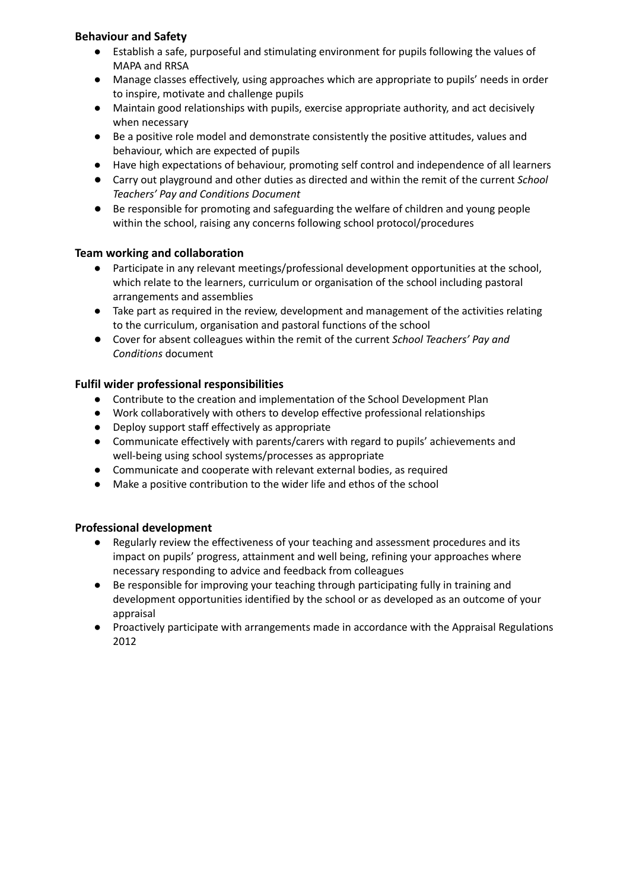**Behaviour and Safety**

- Establish a safe, purposeful and stimulating environment for pupils following the values of MAPA and RRSA
- Manage classes effectively, using approaches which are appropriate to pupils' needs in order to inspire, motivate and challenge pupils
- Maintain good relationships with pupils, exercise appropriate authority, and act decisively when necessary
- Be a positive role model and demonstrate consistently the positive attitudes, values and behaviour, which are expected of pupils
- Have high expectations of behaviour, promoting self control and independence of all learners
- Carry out playground and other duties as directed and within the remit of the current *School Teachers' Pay and Conditions Document*
- Be responsible for promoting and safeguarding the welfare of children and young people within the school, raising any concerns following school protocol/procedures

**Team working and collaboration**

- Participate in any relevant meetings/professional development opportunities at the school, which relate to the learners, curriculum or organisation of the school including pastoral arrangements and assemblies
- Take part as required in the review, development and management of the activities relating to the curriculum, organisation and pastoral functions of the school
- Cover for absent colleagues within the remit of the current *School Teachers' Pay and Conditions* document

**Fulfil wider professional responsibilities**

- Contribute to the creation and implementation of the School Development Plan
- Work collaboratively with others to develop effective professional relationships
- Deploy support staff effectively as appropriate
- Communicate effectively with parents/carers with regard to pupils' achievements and well-being using school systems/processes as appropriate
- Communicate and cooperate with relevant external bodies, as required
- Make a positive contribution to the wider life and ethos of the school

**Professional development**

- Regularly review the effectiveness of your teaching and assessment procedures and its impact on pupils' progress, attainment and well being, refining your approaches where necessary responding to advice and feedback from colleagues
- Be responsible for improving your teaching through participating fully in training and development opportunities identified by the school or as developed as an outcome of your appraisal
- Proactively participate with arrangements made in accordance with the Appraisal Regulations 2012